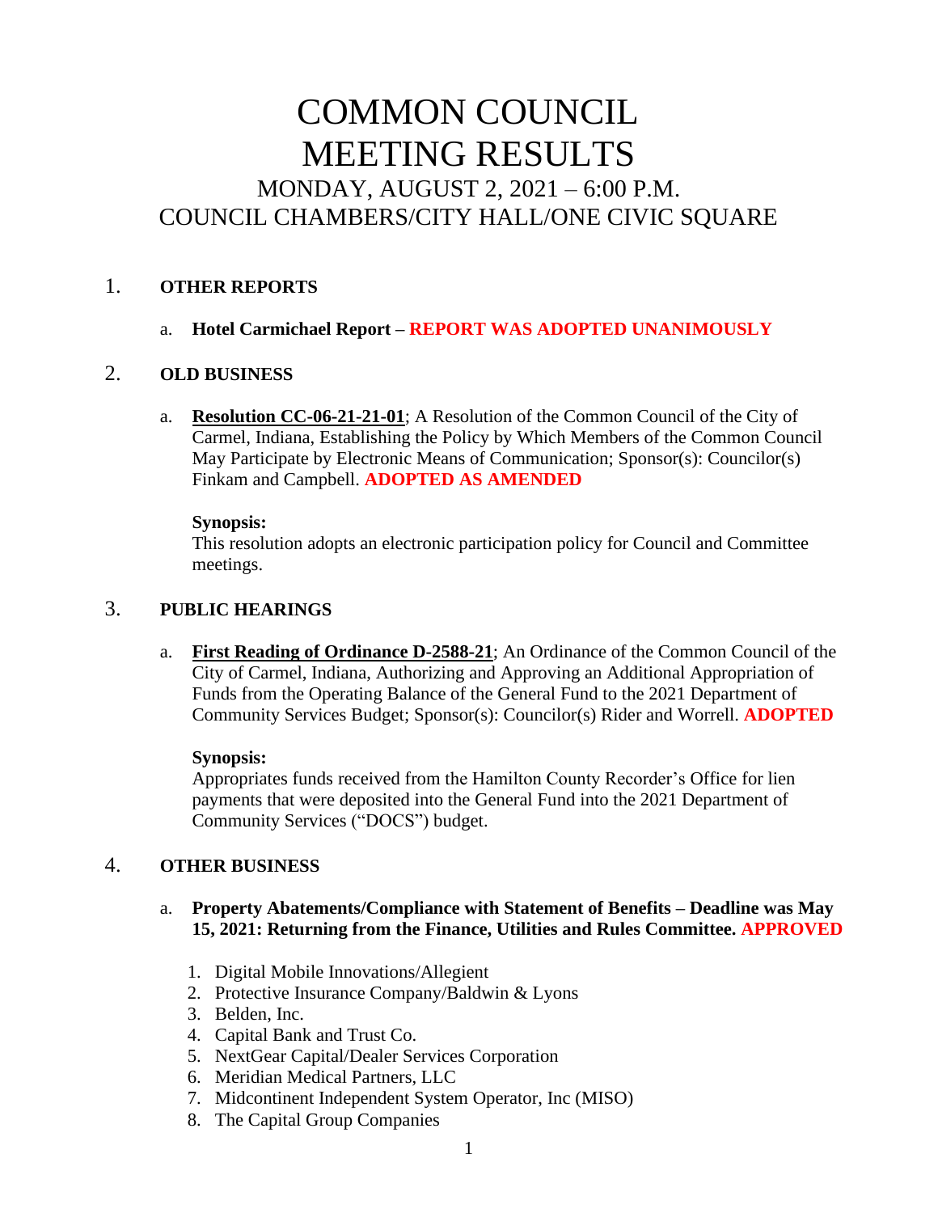# COMMON COUNCIL
# MEETING RESULTS

## MONDAY, AUGUST 2, 2021 – 6:00 P.M.
## COUNCIL CHAMBERS/CITY HALL/ONE CIVIC SQUARE

1. **OTHER REPORTS**

   a. **Hotel Carmichael Report – REPORT WAS ADOPTED UNANIMOUSLY**

2. **OLD BUSINESS**

   a. **Resolution CC-06-21-21-01**; A Resolution of the Common Council of the City of Carmel, Indiana, Establishing the Policy by Which Members of the Common Council May Participate by Electronic Means of Communication; Sponsor(s): Councilor(s) Finkam and Campbell. **ADOPTED AS AMENDED**

   **Synopsis:**
   This resolution adopts an electronic participation policy for Council and Committee meetings.

3. **PUBLIC HEARINGS**

   a. **First Reading of Ordinance D-2588-21**; An Ordinance of the Common Council of the City of Carmel, Indiana, Authorizing and Approving an Additional Appropriation of Funds from the Operating Balance of the General Fund to the 2021 Department of Community Services Budget; Sponsor(s): Councilor(s) Rider and Worrell. **ADOPTED**

   **Synopsis:**
   Appropriates funds received from the Hamilton County Recorder's Office for lien payments that were deposited into the General Fund into the 2021 Department of Community Services ("DOCS") budget.

4. **OTHER BUSINESS**

   a. **Property Abatements/Compliance with Statement of Benefits – Deadline was May 15, 2021: Returning from the Finance, Utilities and Rules Committee. APPROVED**

      1. Digital Mobile Innovations/Allegient
      2. Protective Insurance Company/Baldwin & Lyons
      3. Belden, Inc.
      4. Capital Bank and Trust Co.
      5. NextGear Capital/Dealer Services Corporation
      6. Meridian Medical Partners, LLC
      7. Midcontinent Independent System Operator, Inc (MISO)
      8. The Capital Group Companies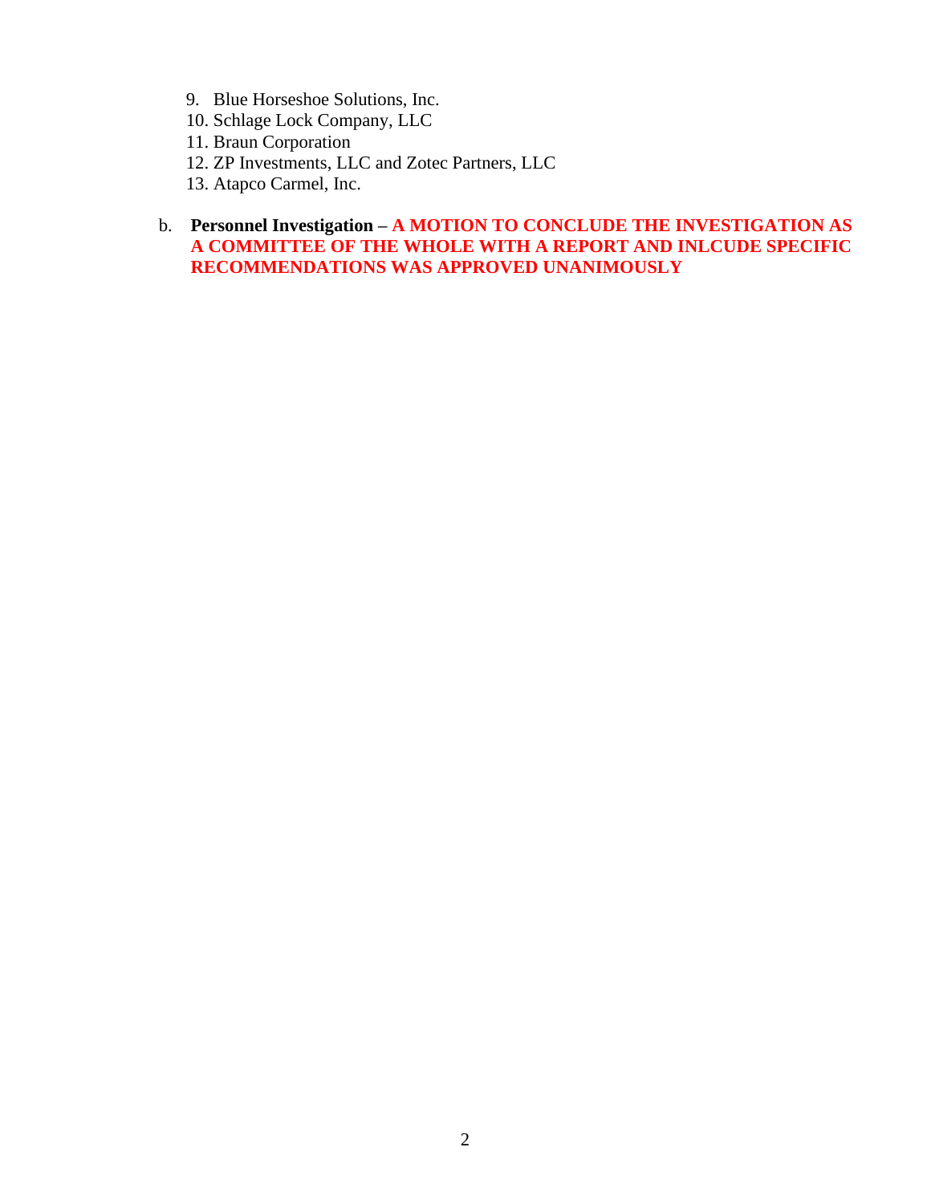9. Blue Horseshoe Solutions, Inc.
10. Schlage Lock Company, LLC
11. Braun Corporation
12. ZP Investments, LLC and Zotec Partners, LLC
13. Atapco Carmel, Inc.

b. **Personnel Investigation – A MOTION TO CONCLUDE THE INVESTIGATION AS A COMMITTEE OF THE WHOLE WITH A REPORT AND INLCUDE SPECIFIC RECOMMENDATIONS WAS APPROVED UNANIMOUSLY**